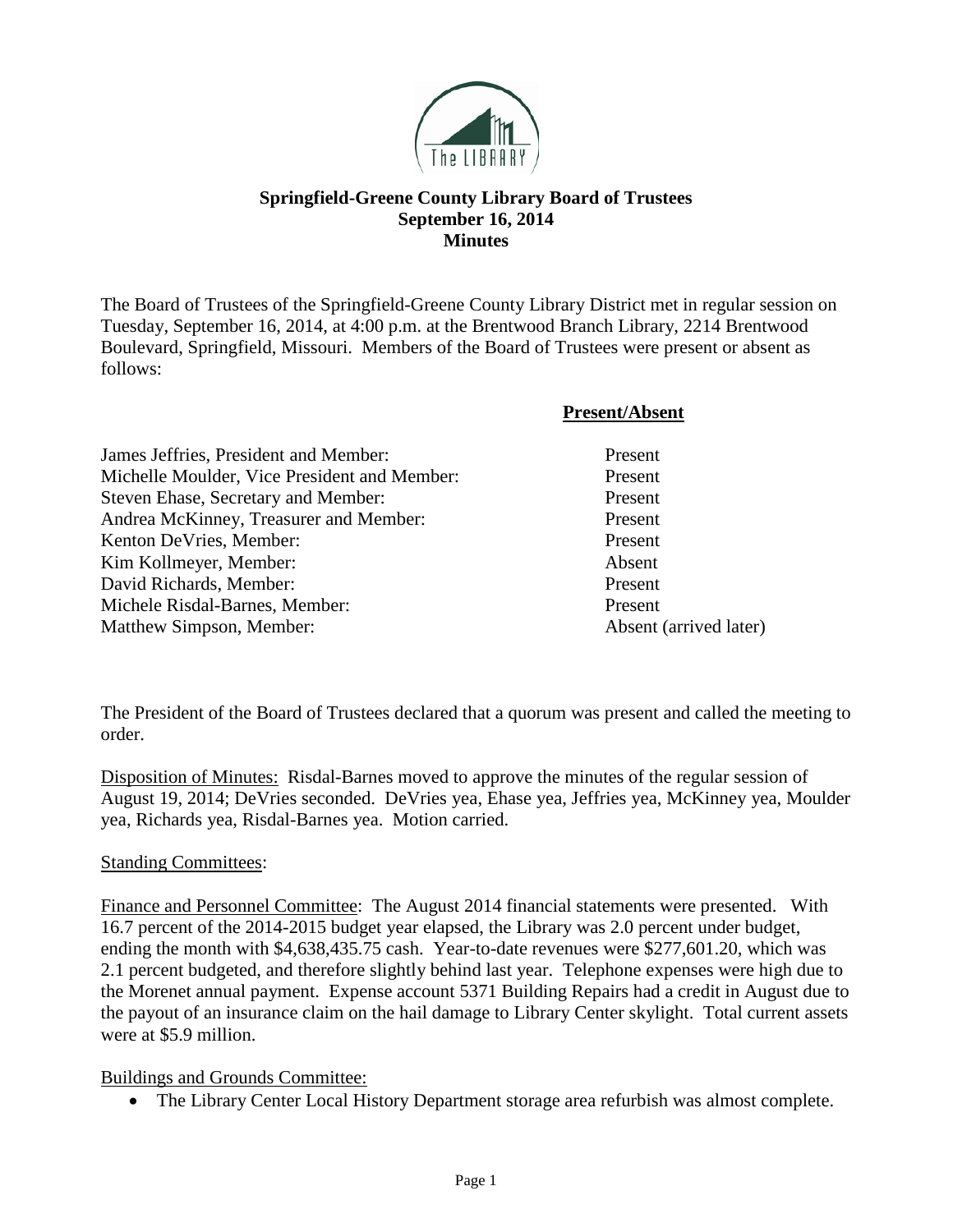# Springfield-Greene County Library Board of Trustees
## September 16, 2014
## Minutes

The Board of Trustees of the Springfield-Greene County Library District met in regular session on Tuesday, September 16, 2014, at 4:00 p.m. at the Brentwood Branch Library, 2214 Brentwood Boulevard, Springfield, Missouri. Members of the Board of Trustees were present or absent as follows:

| | **Present/Absent** |
|---|---|
| James Jeffries, President and Member: | Present |
| Michelle Moulder, Vice President and Member: | Present |
| Steven Ehase, Secretary and Member: | Present |
| Andrea McKinney, Treasurer and Member: | Present |
| Kenton DeVries, Member: | Present |
| Kim Kollmeyer, Member: | Absent |
| David Richards, Member: | Present |
| Michele Risdal-Barnes, Member: | Present |
| Matthew Simpson, Member: | Absent (arrived later) |

The President of the Board of Trustees declared that a quorum was present and called the meeting to order.

Disposition of Minutes: Risdal-Barnes moved to approve the minutes of the regular session of August 19, 2014; DeVries seconded. DeVries yea, Ehase yea, Jeffries yea, McKinney yea, Moulder yea, Richards yea, Risdal-Barnes yea. Motion carried.

Standing Committees:

Finance and Personnel Committee: The August 2014 financial statements were presented. With 16.7 percent of the 2014-2015 budget year elapsed, the Library was 2.0 percent under budget, ending the month with $4,638,435.75 cash. Year-to-date revenues were $277,601.20, which was 2.1 percent budgeted, and therefore slightly behind last year. Telephone expenses were high due to the Morenet annual payment. Expense account 5371 Building Repairs had a credit in August due to the payout of an insurance claim on the hail damage to Library Center skylight. Total current assets were at $5.9 million.

Buildings and Grounds Committee:

- The Library Center Local History Department storage area refurbish was almost complete.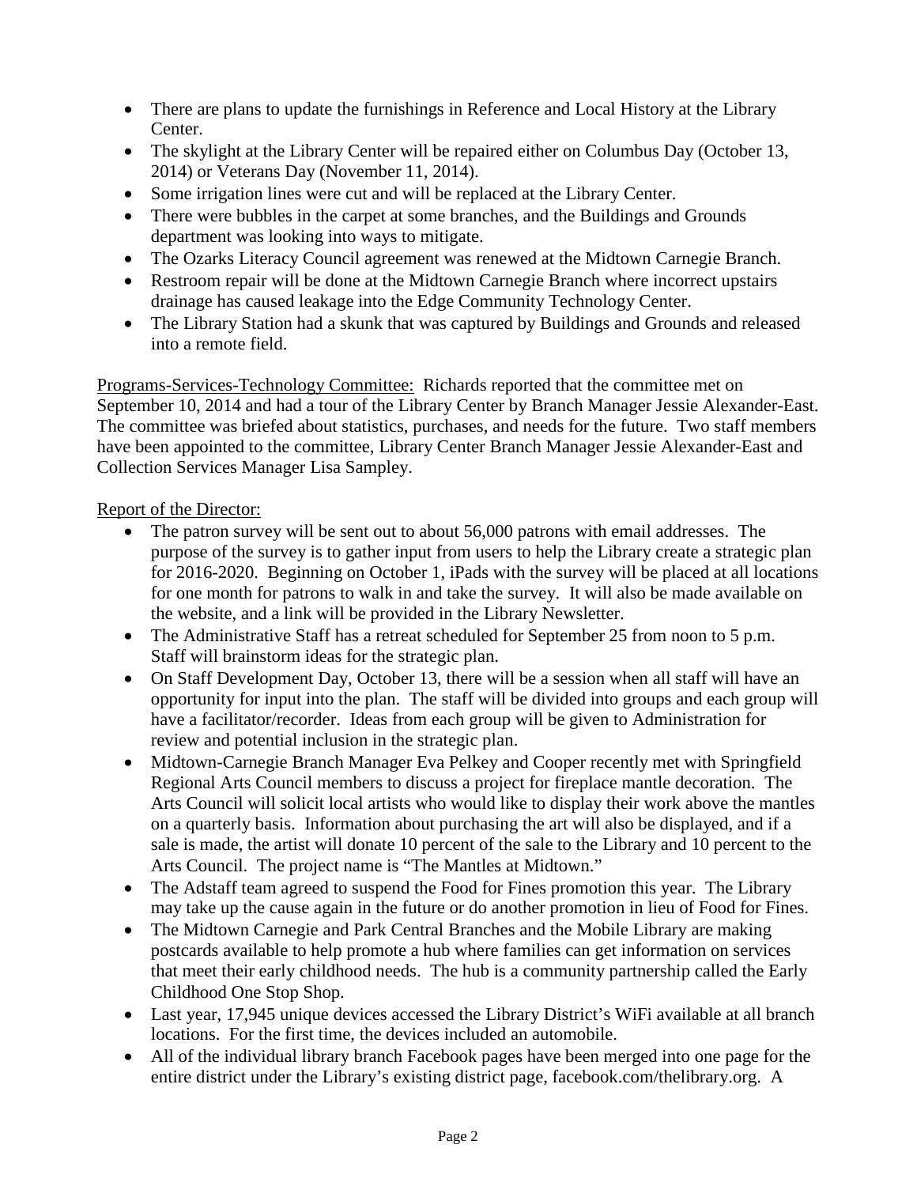- There are plans to update the furnishings in Reference and Local History at the Library Center.
- The skylight at the Library Center will be repaired either on Columbus Day (October 13, 2014) or Veterans Day (November 11, 2014).
- Some irrigation lines were cut and will be replaced at the Library Center.
- There were bubbles in the carpet at some branches, and the Buildings and Grounds department was looking into ways to mitigate.
- The Ozarks Literacy Council agreement was renewed at the Midtown Carnegie Branch.
- Restroom repair will be done at the Midtown Carnegie Branch where incorrect upstairs drainage has caused leakage into the Edge Community Technology Center.
- The Library Station had a skunk that was captured by Buildings and Grounds and released into a remote field.

Programs-Services-Technology Committee: Richards reported that the committee met on September 10, 2014 and had a tour of the Library Center by Branch Manager Jessie Alexander-East. The committee was briefed about statistics, purchases, and needs for the future. Two staff members have been appointed to the committee, Library Center Branch Manager Jessie Alexander-East and Collection Services Manager Lisa Sampley.

Report of the Director:

- The patron survey will be sent out to about 56,000 patrons with email addresses. The purpose of the survey is to gather input from users to help the Library create a strategic plan for 2016-2020. Beginning on October 1, iPads with the survey will be placed at all locations for one month for patrons to walk in and take the survey. It will also be made available on the website, and a link will be provided in the Library Newsletter.
- The Administrative Staff has a retreat scheduled for September 25 from noon to 5 p.m. Staff will brainstorm ideas for the strategic plan.
- On Staff Development Day, October 13, there will be a session when all staff will have an opportunity for input into the plan. The staff will be divided into groups and each group will have a facilitator/recorder. Ideas from each group will be given to Administration for review and potential inclusion in the strategic plan.
- Midtown-Carnegie Branch Manager Eva Pelkey and Cooper recently met with Springfield Regional Arts Council members to discuss a project for fireplace mantle decoration. The Arts Council will solicit local artists who would like to display their work above the mantles on a quarterly basis. Information about purchasing the art will also be displayed, and if a sale is made, the artist will donate 10 percent of the sale to the Library and 10 percent to the Arts Council. The project name is "The Mantles at Midtown."
- The Adstaff team agreed to suspend the Food for Fines promotion this year. The Library may take up the cause again in the future or do another promotion in lieu of Food for Fines.
- The Midtown Carnegie and Park Central Branches and the Mobile Library are making postcards available to help promote a hub where families can get information on services that meet their early childhood needs. The hub is a community partnership called the Early Childhood One Stop Shop.
- Last year, 17,945 unique devices accessed the Library District's WiFi available at all branch locations. For the first time, the devices included an automobile.
- All of the individual library branch Facebook pages have been merged into one page for the entire district under the Library's existing district page, facebook.com/thelibrary.org. A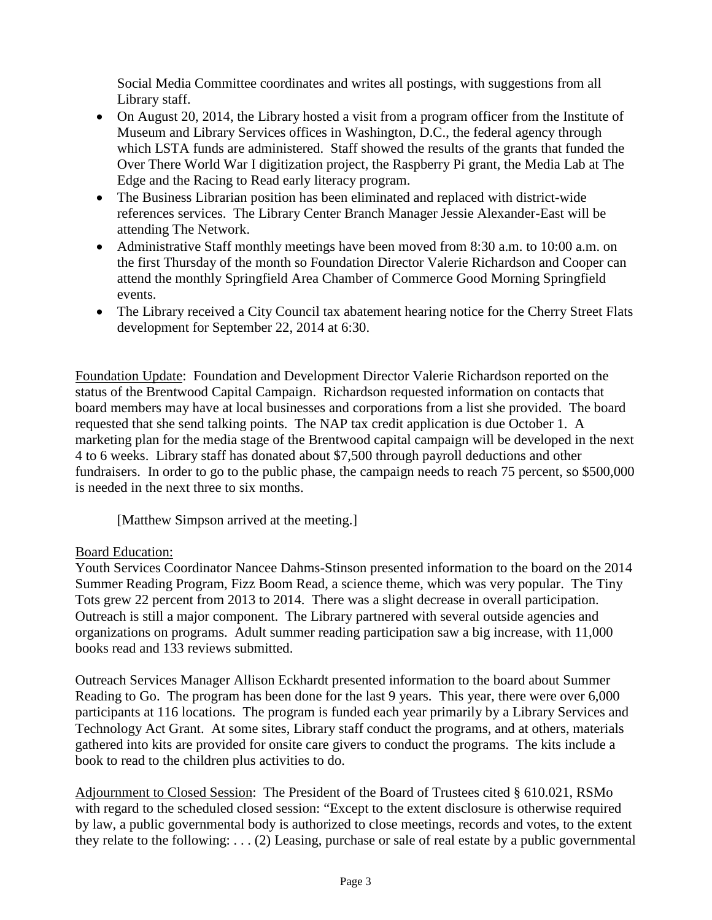Social Media Committee coordinates and writes all postings, with suggestions from all Library staff.

- On August 20, 2014, the Library hosted a visit from a program officer from the Institute of Museum and Library Services offices in Washington, D.C., the federal agency through which LSTA funds are administered. Staff showed the results of the grants that funded the Over There World War I digitization project, the Raspberry Pi grant, the Media Lab at The Edge and the Racing to Read early literacy program.
- The Business Librarian position has been eliminated and replaced with district-wide references services. The Library Center Branch Manager Jessie Alexander-East will be attending The Network.
- Administrative Staff monthly meetings have been moved from 8:30 a.m. to 10:00 a.m. on the first Thursday of the month so Foundation Director Valerie Richardson and Cooper can attend the monthly Springfield Area Chamber of Commerce Good Morning Springfield events.
- The Library received a City Council tax abatement hearing notice for the Cherry Street Flats development for September 22, 2014 at 6:30.

Foundation Update: Foundation and Development Director Valerie Richardson reported on the status of the Brentwood Capital Campaign. Richardson requested information on contacts that board members may have at local businesses and corporations from a list she provided. The board requested that she send talking points. The NAP tax credit application is due October 1. A marketing plan for the media stage of the Brentwood capital campaign will be developed in the next 4 to 6 weeks. Library staff has donated about $7,500 through payroll deductions and other fundraisers. In order to go to the public phase, the campaign needs to reach 75 percent, so $500,000 is needed in the next three to six months.

[Matthew Simpson arrived at the meeting.]

Board Education:

Youth Services Coordinator Nancee Dahms-Stinson presented information to the board on the 2014 Summer Reading Program, Fizz Boom Read, a science theme, which was very popular. The Tiny Tots grew 22 percent from 2013 to 2014. There was a slight decrease in overall participation. Outreach is still a major component. The Library partnered with several outside agencies and organizations on programs. Adult summer reading participation saw a big increase, with 11,000 books read and 133 reviews submitted.

Outreach Services Manager Allison Eckhardt presented information to the board about Summer Reading to Go. The program has been done for the last 9 years. This year, there were over 6,000 participants at 116 locations. The program is funded each year primarily by a Library Services and Technology Act Grant. At some sites, Library staff conduct the programs, and at others, materials gathered into kits are provided for onsite care givers to conduct the programs. The kits include a book to read to the children plus activities to do.

Adjournment to Closed Session: The President of the Board of Trustees cited § 610.021, RSMo with regard to the scheduled closed session: “Except to the extent disclosure is otherwise required by law, a public governmental body is authorized to close meetings, records and votes, to the extent they relate to the following: . . . (2) Leasing, purchase or sale of real estate by a public governmental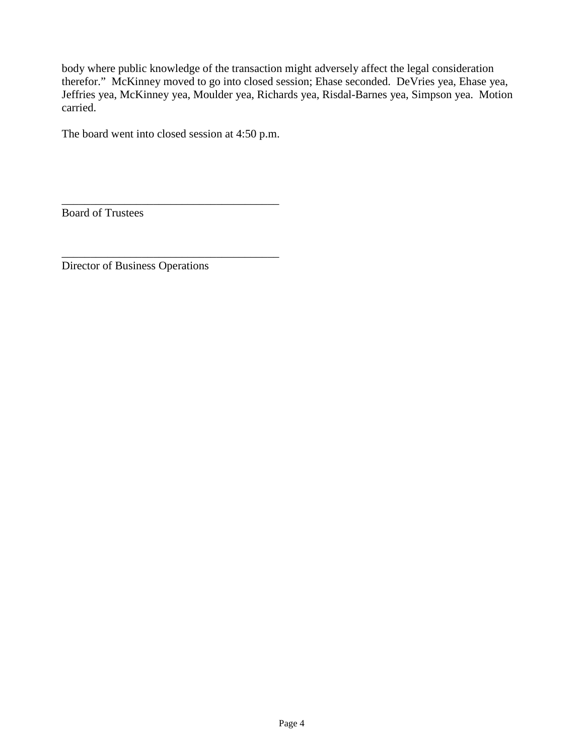body where public knowledge of the transaction might adversely affect the legal consideration therefor." McKinney moved to go into closed session; Ehase seconded. DeVries yea, Ehase yea, Jeffries yea, McKinney yea, Moulder yea, Richards yea, Risdal-Barnes yea, Simpson yea. Motion carried.

The board went into closed session at 4:50 p.m.

_______________________________________
Board of Trustees

_______________________________________
Director of Business Operations